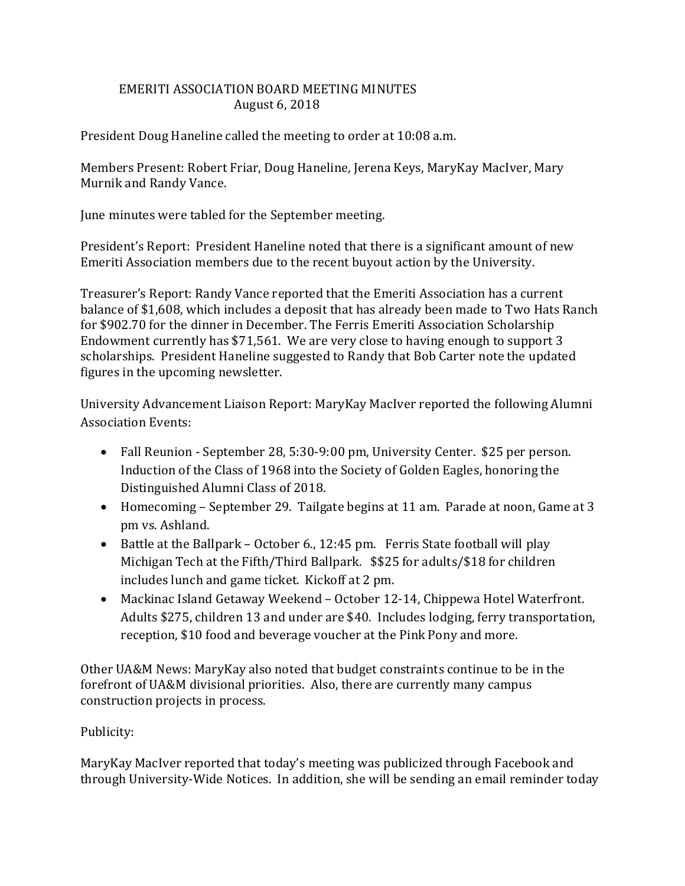# EMERITI ASSOCIATION BOARD MEETING MINUTES
## August 6, 2018

President Doug Haneline called the meeting to order at 10:08 a.m.

Members Present: Robert Friar, Doug Haneline, Jerena Keys, MaryKay MacIver, Mary Murnik and Randy Vance.

June minutes were tabled for the September meeting.

President's Report: President Haneline noted that there is a significant amount of new Emeriti Association members due to the recent buyout action by the University.

Treasurer's Report: Randy Vance reported that the Emeriti Association has a current balance of $1,608, which includes a deposit that has already been made to Two Hats Ranch for $902.70 for the dinner in December. The Ferris Emeriti Association Scholarship Endowment currently has $71,561. We are very close to having enough to support 3 scholarships. President Haneline suggested to Randy that Bob Carter note the updated figures in the upcoming newsletter.

University Advancement Liaison Report: MaryKay MacIver reported the following Alumni Association Events:

- Fall Reunion - September 28, 5:30-9:00 pm, University Center. $25 per person. Induction of the Class of 1968 into the Society of Golden Eagles, honoring the Distinguished Alumni Class of 2018.
- Homecoming – September 29. Tailgate begins at 11 am. Parade at noon, Game at 3 pm vs. Ashland.
- Battle at the Ballpark – October 6., 12:45 pm. Ferris State football will play Michigan Tech at the Fifth/Third Ballpark. $$25 for adults/$18 for children includes lunch and game ticket. Kickoff at 2 pm.
- Mackinac Island Getaway Weekend – October 12-14, Chippewa Hotel Waterfront. Adults $275, children 13 and under are $40. Includes lodging, ferry transportation, reception, $10 food and beverage voucher at the Pink Pony and more.

Other UA&M News: MaryKay also noted that budget constraints continue to be in the forefront of UA&M divisional priorities. Also, there are currently many campus construction projects in process.

Publicity:

MaryKay MacIver reported that today's meeting was publicized through Facebook and through University-Wide Notices. In addition, she will be sending an email reminder today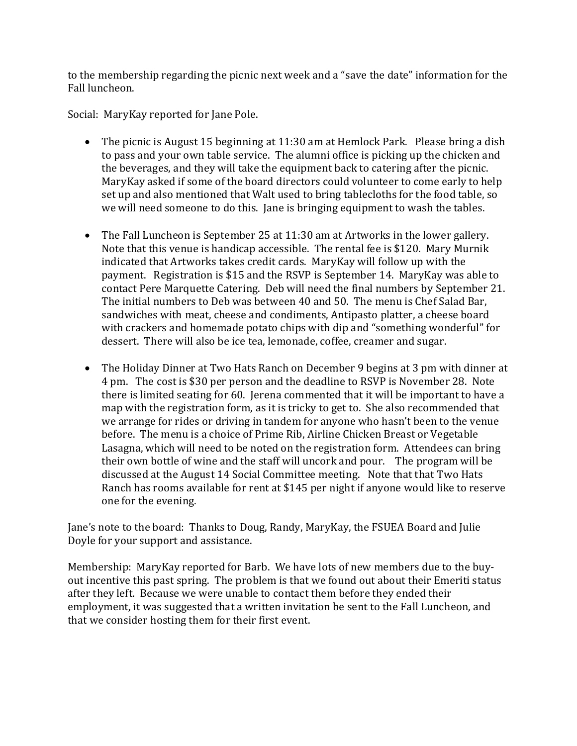to the membership regarding the picnic next week and a "save the date" information for the Fall luncheon.

Social: MaryKay reported for Jane Pole.

- The picnic is August 15 beginning at 11:30 am at Hemlock Park. Please bring a dish to pass and your own table service. The alumni office is picking up the chicken and the beverages, and they will take the equipment back to catering after the picnic. MaryKay asked if some of the board directors could volunteer to come early to help set up and also mentioned that Walt used to bring tablecloths for the food table, so we will need someone to do this. Jane is bringing equipment to wash the tables.

- The Fall Luncheon is September 25 at 11:30 am at Artworks in the lower gallery. Note that this venue is handicap accessible. The rental fee is $120. Mary Murnik indicated that Artworks takes credit cards. MaryKay will follow up with the payment. Registration is $15 and the RSVP is September 14. MaryKay was able to contact Pere Marquette Catering. Deb will need the final numbers by September 21. The initial numbers to Deb was between 40 and 50. The menu is Chef Salad Bar, sandwiches with meat, cheese and condiments, Antipasto platter, a cheese board with crackers and homemade potato chips with dip and "something wonderful" for dessert. There will also be ice tea, lemonade, coffee, creamer and sugar.

- The Holiday Dinner at Two Hats Ranch on December 9 begins at 3 pm with dinner at 4 pm. The cost is $30 per person and the deadline to RSVP is November 28. Note there is limited seating for 60. Jerena commented that it will be important to have a map with the registration form, as it is tricky to get to. She also recommended that we arrange for rides or driving in tandem for anyone who hasn't been to the venue before. The menu is a choice of Prime Rib, Airline Chicken Breast or Vegetable Lasagna, which will need to be noted on the registration form. Attendees can bring their own bottle of wine and the staff will uncork and pour. The program will be discussed at the August 14 Social Committee meeting. Note that that Two Hats Ranch has rooms available for rent at $145 per night if anyone would like to reserve one for the evening.

Jane's note to the board: Thanks to Doug, Randy, MaryKay, the FSUEA Board and Julie Doyle for your support and assistance.

Membership: MaryKay reported for Barb. We have lots of new members due to the buy-out incentive this past spring. The problem is that we found out about their Emeriti status after they left. Because we were unable to contact them before they ended their employment, it was suggested that a written invitation be sent to the Fall Luncheon, and that we consider hosting them for their first event.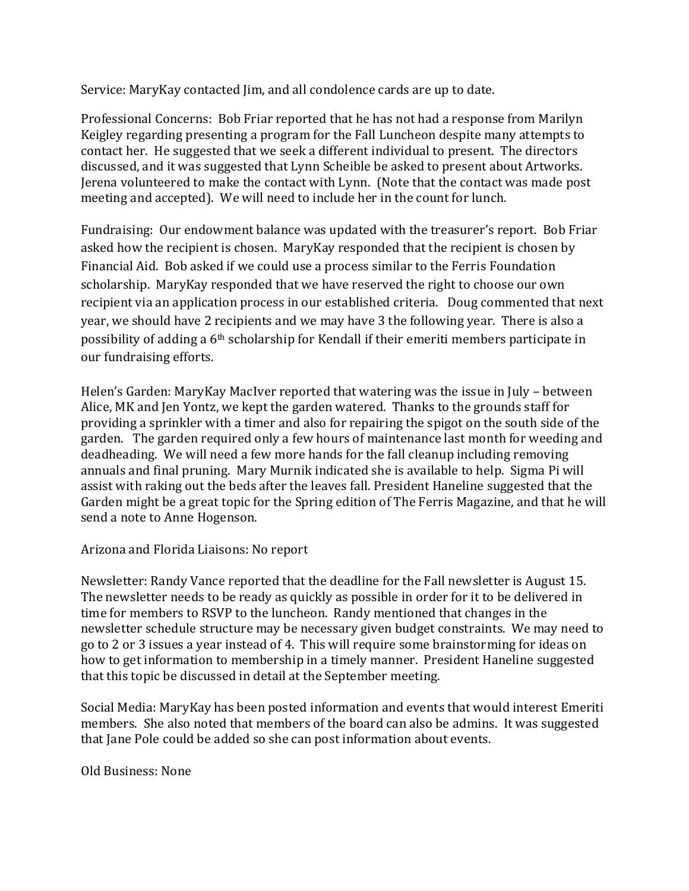Service: MaryKay contacted Jim, and all condolence cards are up to date.

Professional Concerns: Bob Friar reported that he has not had a response from Marilyn Keigley regarding presenting a program for the Fall Luncheon despite many attempts to contact her. He suggested that we seek a different individual to present. The directors discussed, and it was suggested that Lynn Scheible be asked to present about Artworks. Jerena volunteered to make the contact with Lynn. (Note that the contact was made post meeting and accepted). We will need to include her in the count for lunch.

Fundraising: Our endowment balance was updated with the treasurer's report. Bob Friar asked how the recipient is chosen. MaryKay responded that the recipient is chosen by Financial Aid. Bob asked if we could use a process similar to the Ferris Foundation scholarship. MaryKay responded that we have reserved the right to choose our own recipient via an application process in our established criteria. Doug commented that next year, we should have 2 recipients and we may have 3 the following year. There is also a possibility of adding a 6th scholarship for Kendall if their emeriti members participate in our fundraising efforts.

Helen's Garden: MaryKay MacIver reported that watering was the issue in July – between Alice, MK and Jen Yontz, we kept the garden watered. Thanks to the grounds staff for providing a sprinkler with a timer and also for repairing the spigot on the south side of the garden. The garden required only a few hours of maintenance last month for weeding and deadheading. We will need a few more hands for the fall cleanup including removing annuals and final pruning. Mary Murnik indicated she is available to help. Sigma Pi will assist with raking out the beds after the leaves fall. President Haneline suggested that the Garden might be a great topic for the Spring edition of The Ferris Magazine, and that he will send a note to Anne Hogenson.

Arizona and Florida Liaisons: No report

Newsletter: Randy Vance reported that the deadline for the Fall newsletter is August 15. The newsletter needs to be ready as quickly as possible in order for it to be delivered in time for members to RSVP to the luncheon. Randy mentioned that changes in the newsletter schedule structure may be necessary given budget constraints. We may need to go to 2 or 3 issues a year instead of 4. This will require some brainstorming for ideas on how to get information to membership in a timely manner. President Haneline suggested that this topic be discussed in detail at the September meeting.

Social Media: MaryKay has been posted information and events that would interest Emeriti members. She also noted that members of the board can also be admins. It was suggested that Jane Pole could be added so she can post information about events.

Old Business: None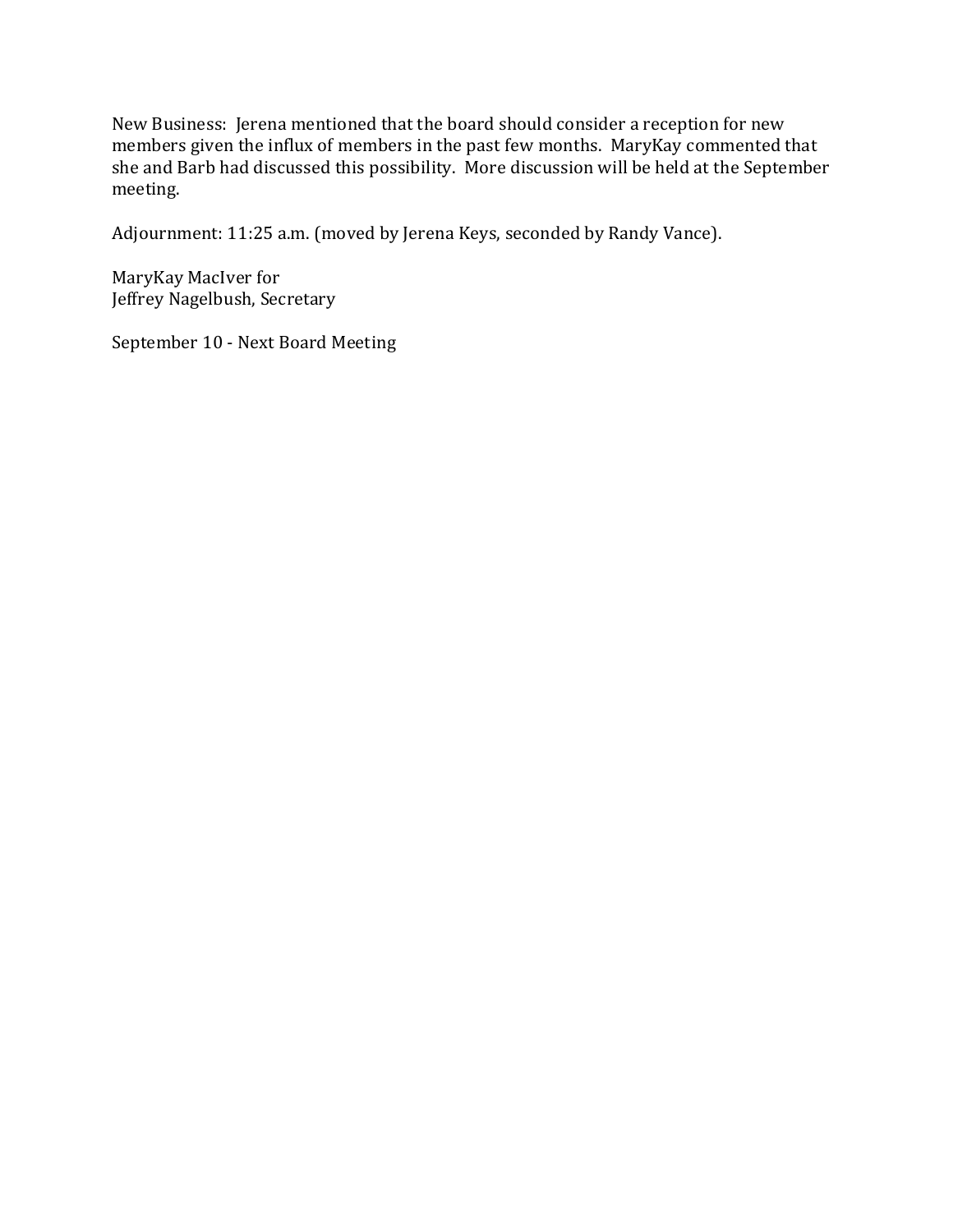New Business: Jerena mentioned that the board should consider a reception for new members given the influx of members in the past few months. MaryKay commented that she and Barb had discussed this possibility. More discussion will be held at the September meeting.

Adjournment: 11:25 a.m. (moved by Jerena Keys, seconded by Randy Vance).

MaryKay MacIver for
Jeffrey Nagelbush, Secretary

September 10 - Next Board Meeting